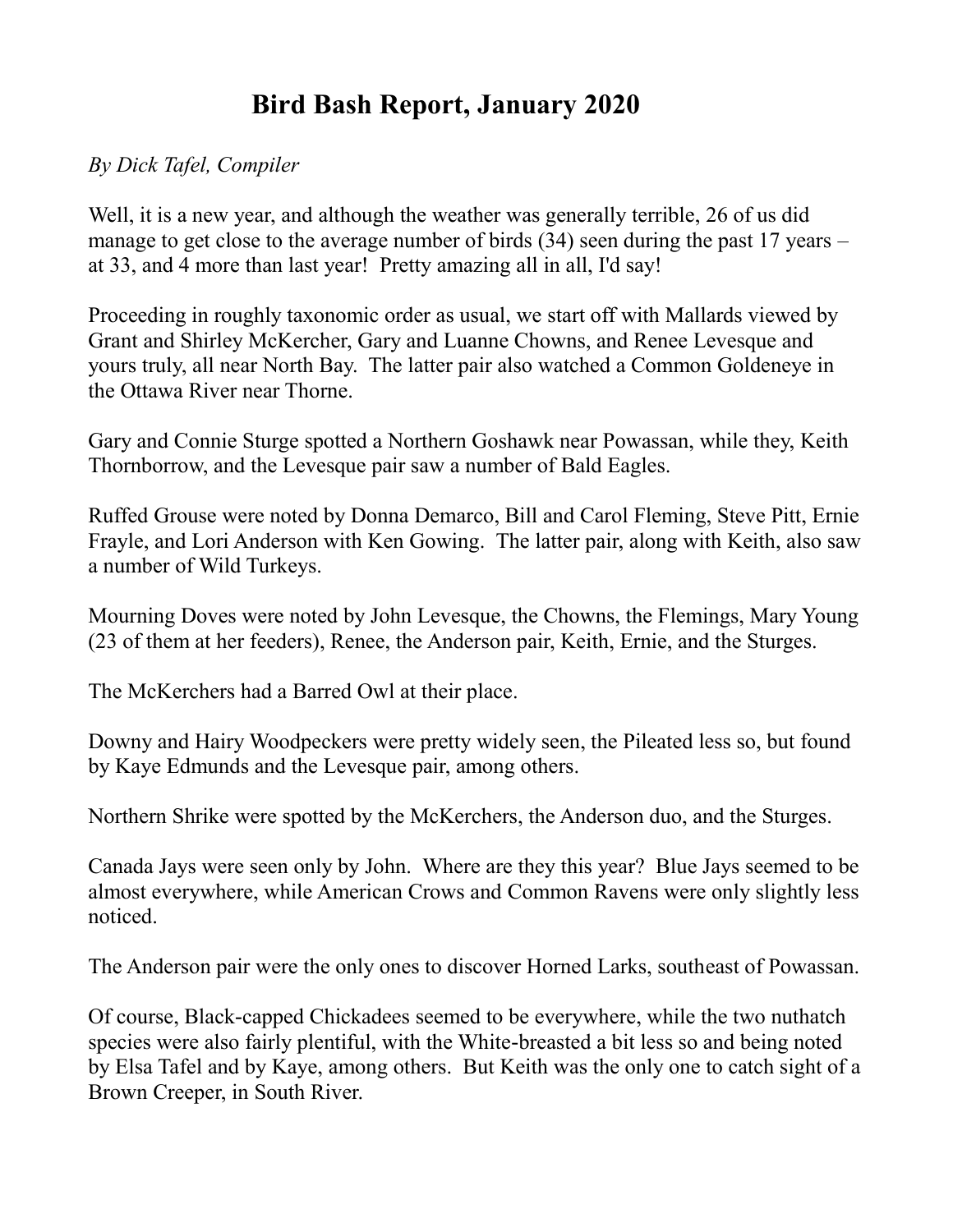# Bird Bash Report, January 2020

*By Dick Tafel, Compiler*

Well, it is a new year, and although the weather was generally terrible, 26 of us did manage to get close to the average number of birds (34) seen during the past 17 years – at 33, and 4 more than last year! Pretty amazing all in all, I'd say!

Proceeding in roughly taxonomic order as usual, we start off with Mallards viewed by Grant and Shirley McKercher, Gary and Luanne Chowns, and Renee Levesque and yours truly, all near North Bay. The latter pair also watched a Common Goldeneye in the Ottawa River near Thorne.

Gary and Connie Sturge spotted a Northern Goshawk near Powassan, while they, Keith Thornborrow, and the Levesque pair saw a number of Bald Eagles.

Ruffed Grouse were noted by Donna Demarco, Bill and Carol Fleming, Steve Pitt, Ernie Frayle, and Lori Anderson with Ken Gowing. The latter pair, along with Keith, also saw a number of Wild Turkeys.

Mourning Doves were noted by John Levesque, the Chowns, the Flemings, Mary Young (23 of them at her feeders), Renee, the Anderson pair, Keith, Ernie, and the Sturges.

The McKerchers had a Barred Owl at their place.

Downy and Hairy Woodpeckers were pretty widely seen, the Pileated less so, but found by Kaye Edmunds and the Levesque pair, among others.

Northern Shrike were spotted by the McKerchers, the Anderson duo, and the Sturges.

Canada Jays were seen only by John. Where are they this year? Blue Jays seemed to be almost everywhere, while American Crows and Common Ravens were only slightly less noticed.

The Anderson pair were the only ones to discover Horned Larks, southeast of Powassan.

Of course, Black-capped Chickadees seemed to be everywhere, while the two nuthatch species were also fairly plentiful, with the White-breasted a bit less so and being noted by Elsa Tafel and by Kaye, among others. But Keith was the only one to catch sight of a Brown Creeper, in South River.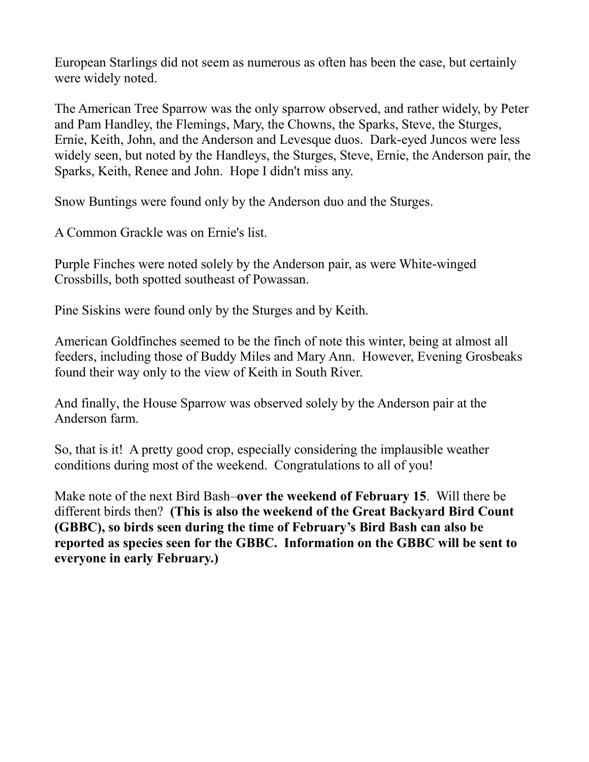European Starlings did not seem as numerous as often has been the case, but certainly were widely noted.

The American Tree Sparrow was the only sparrow observed, and rather widely, by Peter and Pam Handley, the Flemings, Mary, the Chowns, the Sparks, Steve, the Sturges, Ernie, Keith, John, and the Anderson and Levesque duos. Dark-eyed Juncos were less widely seen, but noted by the Handleys, the Sturges, Steve, Ernie, the Anderson pair, the Sparks, Keith, Renee and John. Hope I didn't miss any.

Snow Buntings were found only by the Anderson duo and the Sturges.

A Common Grackle was on Ernie's list.

Purple Finches were noted solely by the Anderson pair, as were White-winged Crossbills, both spotted southeast of Powassan.

Pine Siskins were found only by the Sturges and by Keith.

American Goldfinches seemed to be the finch of note this winter, being at almost all feeders, including those of Buddy Miles and Mary Ann. However, Evening Grosbeaks found their way only to the view of Keith in South River.

And finally, the House Sparrow was observed solely by the Anderson pair at the Anderson farm.

So, that is it! A pretty good crop, especially considering the implausible weather conditions during most of the weekend. Congratulations to all of you!

Make note of the next Bird Bash–**over the weekend of February 15**. Will there be different birds then? **(This is also the weekend of the Great Backyard Bird Count (GBBC), so birds seen during the time of February's Bird Bash can also be reported as species seen for the GBBC. Information on the GBBC will be sent to everyone in early February.)**